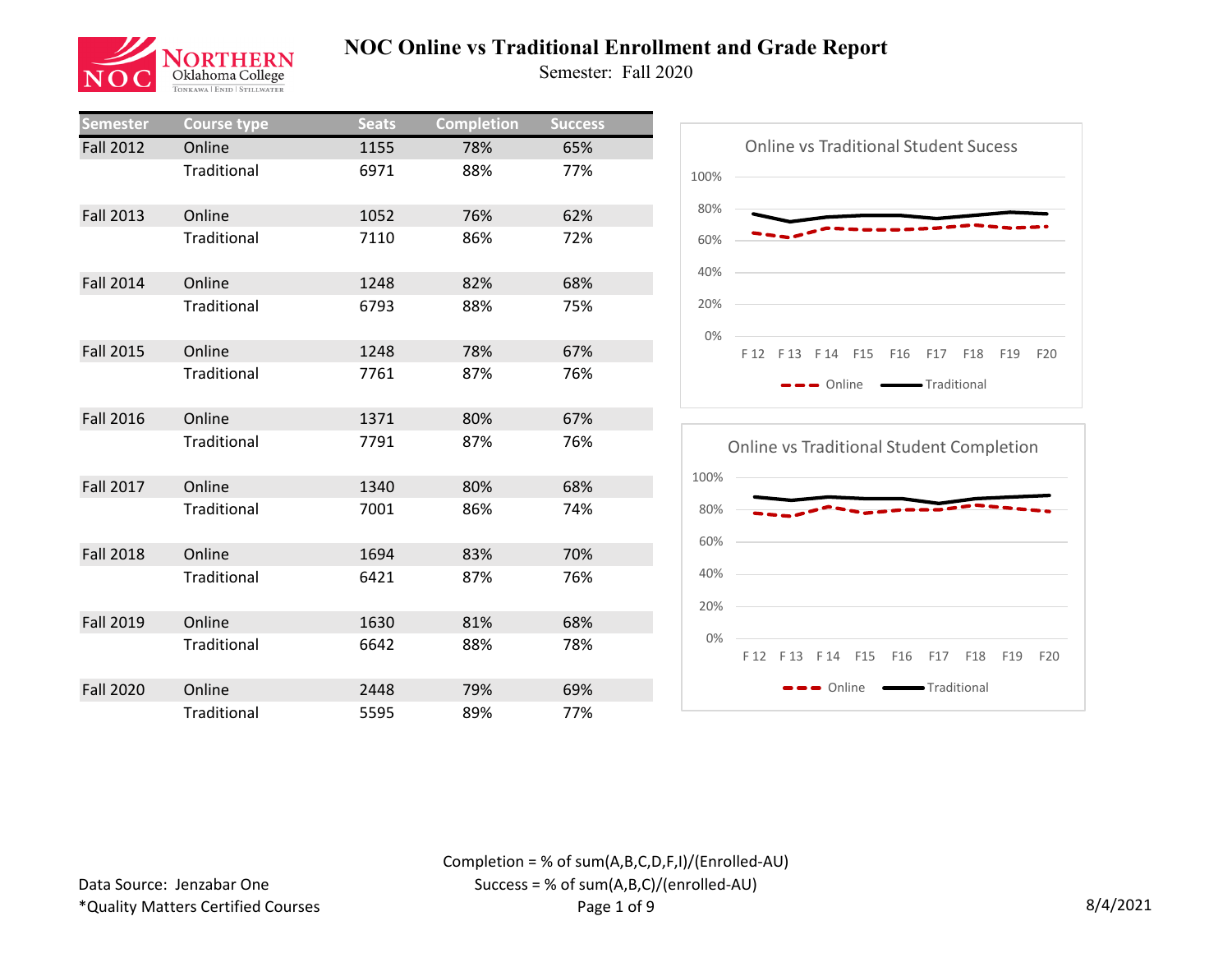# NOC Online vs Traditional Enrollment and Grade Report

Semester: Fall 2020

| Semester | Course type | Seats | Completion | Success |
|---|---|---|---|---|
| Fall 2012 | Online | 1155 | 78% | 65% |
| | Traditional | 6971 | 88% | 77% |
| Fall 2013 | Online | 1052 | 76% | 62% |
| | Traditional | 7110 | 86% | 72% |
| Fall 2014 | Online | 1248 | 82% | 68% |
| | Traditional | 6793 | 88% | 75% |
| Fall 2015 | Online | 1248 | 78% | 67% |
| | Traditional | 7761 | 87% | 76% |
| Fall 2016 | Online | 1371 | 80% | 67% |
| | Traditional | 7791 | 87% | 76% |
| Fall 2017 | Online | 1340 | 80% | 68% |
| | Traditional | 7001 | 86% | 74% |
| Fall 2018 | Online | 1694 | 83% | 70% |
| | Traditional | 6421 | 87% | 76% |
| Fall 2019 | Online | 1630 | 81% | 68% |
| | Traditional | 6642 | 88% | 78% |
| Fall 2020 | Online | 2448 | 79% | 69% |
| | Traditional | 5595 | 89% | 77% |

**Online vs Traditional Student Sucess**

(Line chart, 0%–100%, F 12 through F20; series: Online, Traditional)

**Online vs Traditional Student Completion**

(Line chart, 0%–100%, F 12 through F20; series: Online, Traditional)

Completion = % of sum(A,B,C,D,F,I)/(Enrolled-AU)
Success = % of sum(A,B,C)/(enrolled-AU)

Data Source: Jenzabar One
*Quality Matters Certified Courses

8/4/2021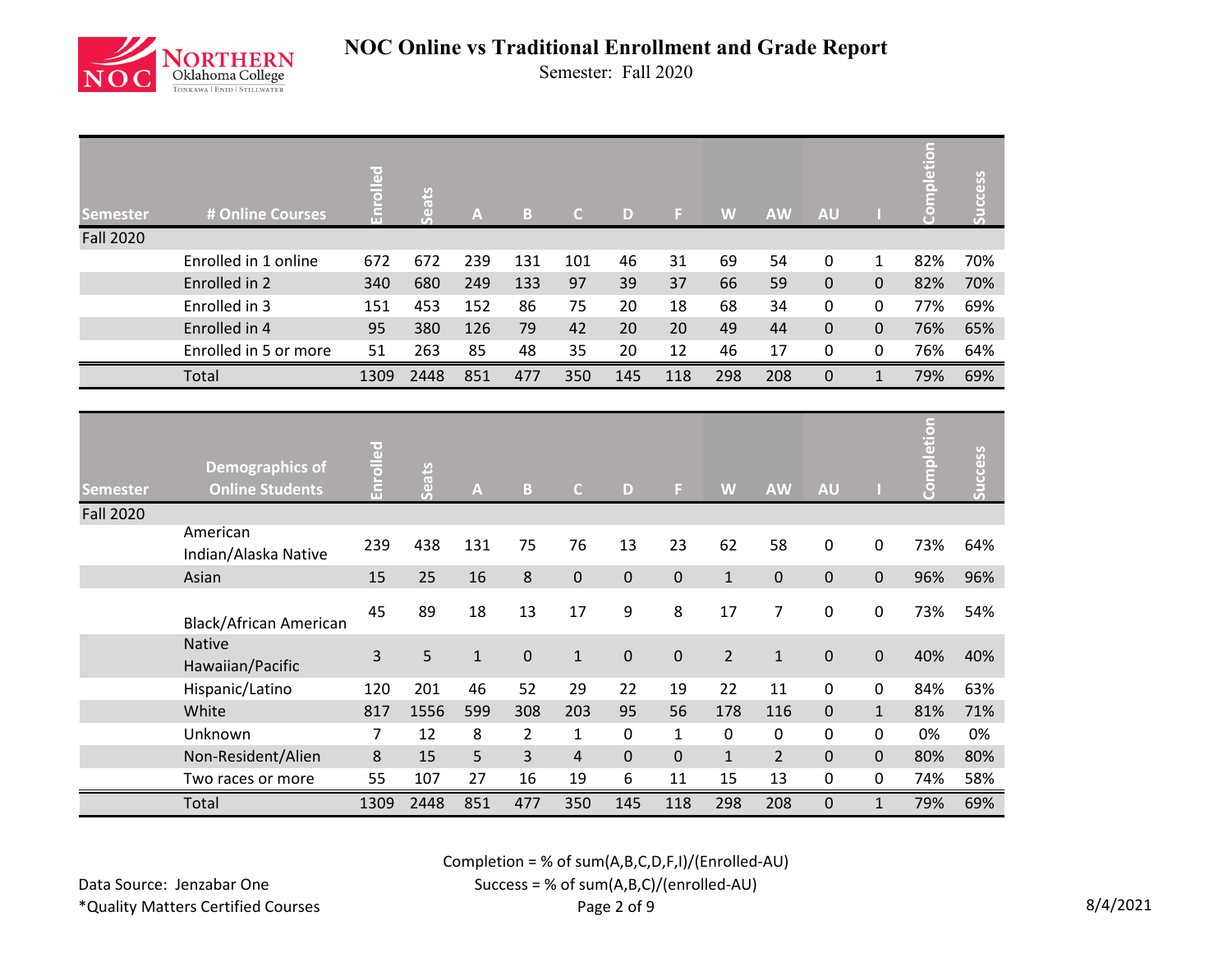# NOC Online vs Traditional Enrollment and Grade Report

Semester: Fall 2020

| Semester | # Online Courses | Enrolled | Seats | A | B | C | D | F | W | AW | AU | I | Completion | Success |
|---|---|---|---|---|---|---|---|---|---|---|---|---|---|---|
| Fall 2020 | | | | | | | | | | | | | | |
| | Enrolled in 1 online | 672 | 672 | 239 | 131 | 101 | 46 | 31 | 69 | 54 | 0 | 1 | 82% | 70% |
| | Enrolled in 2 | 340 | 680 | 249 | 133 | 97 | 39 | 37 | 66 | 59 | 0 | 0 | 82% | 70% |
| | Enrolled in 3 | 151 | 453 | 152 | 86 | 75 | 20 | 18 | 68 | 34 | 0 | 0 | 77% | 69% |
| | Enrolled in 4 | 95 | 380 | 126 | 79 | 42 | 20 | 20 | 49 | 44 | 0 | 0 | 76% | 65% |
| | Enrolled in 5 or more | 51 | 263 | 85 | 48 | 35 | 20 | 12 | 46 | 17 | 0 | 0 | 76% | 64% |
| | Total | 1309 | 2448 | 851 | 477 | 350 | 145 | 118 | 298 | 208 | 0 | 1 | 79% | 69% |

| Semester | Demographics of Online Students | Enrolled | Seats | A | B | C | D | F | W | AW | AU | I | Completion | Success |
|---|---|---|---|---|---|---|---|---|---|---|---|---|---|---|
| Fall 2020 | | | | | | | | | | | | | | |
| | American Indian/Alaska Native | 239 | 438 | 131 | 75 | 76 | 13 | 23 | 62 | 58 | 0 | 0 | 73% | 64% |
| | Asian | 15 | 25 | 16 | 8 | 0 | 0 | 0 | 1 | 0 | 0 | 0 | 96% | 96% |
| | Black/African American | 45 | 89 | 18 | 13 | 17 | 9 | 8 | 17 | 7 | 0 | 0 | 73% | 54% |
| | Native Hawaiian/Pacific | 3 | 5 | 1 | 0 | 1 | 0 | 0 | 2 | 1 | 0 | 0 | 40% | 40% |
| | Hispanic/Latino | 120 | 201 | 46 | 52 | 29 | 22 | 19 | 22 | 11 | 0 | 0 | 84% | 63% |
| | White | 817 | 1556 | 599 | 308 | 203 | 95 | 56 | 178 | 116 | 0 | 1 | 81% | 71% |
| | Unknown | 7 | 12 | 8 | 2 | 1 | 0 | 1 | 0 | 0 | 0 | 0 | 0% | 0% |
| | Non-Resident/Alien | 8 | 15 | 5 | 3 | 4 | 0 | 0 | 1 | 2 | 0 | 0 | 80% | 80% |
| | Two races or more | 55 | 107 | 27 | 16 | 19 | 6 | 11 | 15 | 13 | 0 | 0 | 74% | 58% |
| | Total | 1309 | 2448 | 851 | 477 | 350 | 145 | 118 | 298 | 208 | 0 | 1 | 79% | 69% |

Completion = % of sum(A,B,C,D,F,I)/(Enrolled-AU)

Success = % of sum(A,B,C)/(enrolled-AU)

Data Source: Jenzabar One

*Quality Matters Certified Courses

8/4/2021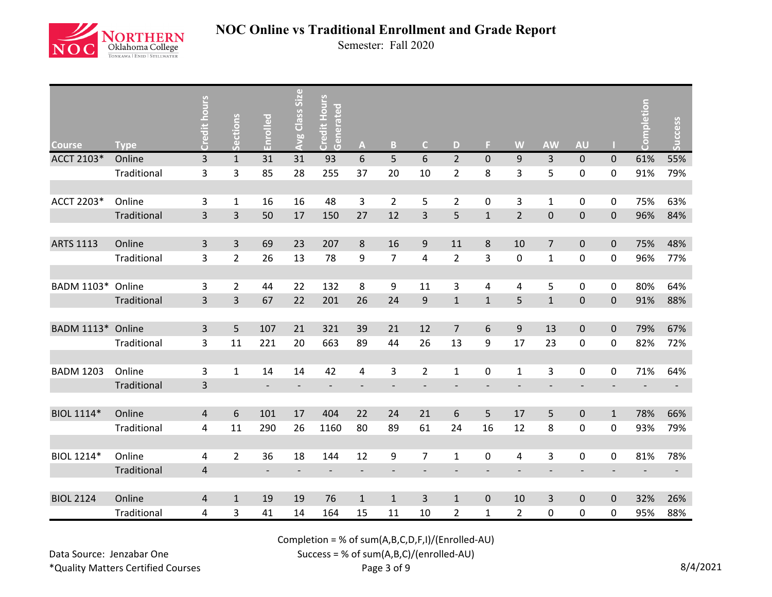# NOC Online vs Traditional Enrollment and Grade Report

Semester: Fall 2020

| Course | Type | Credit hours | Sections | Enrolled | Avg Class Size | Credit Hours Generated | A | B | C | D | F | W | AW | AU | I | Completion | Success |
|---|---|---|---|---|---|---|---|---|---|---|---|---|---|---|---|---|---|
| ACCT 2103* | Online | 3 | 1 | 31 | 31 | 93 | 6 | 5 | 6 | 2 | 0 | 9 | 3 | 0 | 0 | 61% | 55% |
| | Traditional | 3 | 3 | 85 | 28 | 255 | 37 | 20 | 10 | 2 | 8 | 3 | 5 | 0 | 0 | 91% | 79% |
| ACCT 2203* | Online | 3 | 1 | 16 | 16 | 48 | 3 | 2 | 5 | 2 | 0 | 3 | 1 | 0 | 0 | 75% | 63% |
| | Traditional | 3 | 3 | 50 | 17 | 150 | 27 | 12 | 3 | 5 | 1 | 2 | 0 | 0 | 0 | 96% | 84% |
| ARTS 1113 | Online | 3 | 3 | 69 | 23 | 207 | 8 | 16 | 9 | 11 | 8 | 10 | 7 | 0 | 0 | 75% | 48% |
| | Traditional | 3 | 2 | 26 | 13 | 78 | 9 | 7 | 4 | 2 | 3 | 0 | 1 | 0 | 0 | 96% | 77% |
| BADM 1103* | Online | 3 | 2 | 44 | 22 | 132 | 8 | 9 | 11 | 3 | 4 | 4 | 5 | 0 | 0 | 80% | 64% |
| | Traditional | 3 | 3 | 67 | 22 | 201 | 26 | 24 | 9 | 1 | 1 | 5 | 1 | 0 | 0 | 91% | 88% |
| BADM 1113* | Online | 3 | 5 | 107 | 21 | 321 | 39 | 21 | 12 | 7 | 6 | 9 | 13 | 0 | 0 | 79% | 67% |
| | Traditional | 3 | 11 | 221 | 20 | 663 | 89 | 44 | 26 | 13 | 9 | 17 | 23 | 0 | 0 | 82% | 72% |
| BADM 1203 | Online | 3 | 1 | 14 | 14 | 42 | 4 | 3 | 2 | 1 | 0 | 1 | 3 | 0 | 0 | 71% | 64% |
| | Traditional | 3 | | - | - | - | - | - | - | - | - | - | - | - | - | - | - |
| BIOL 1114* | Online | 4 | 6 | 101 | 17 | 404 | 22 | 24 | 21 | 6 | 5 | 17 | 5 | 0 | 1 | 78% | 66% |
| | Traditional | 4 | 11 | 290 | 26 | 1160 | 80 | 89 | 61 | 24 | 16 | 12 | 8 | 0 | 0 | 93% | 79% |
| BIOL 1214* | Online | 4 | 2 | 36 | 18 | 144 | 12 | 9 | 7 | 1 | 0 | 4 | 3 | 0 | 0 | 81% | 78% |
| | Traditional | 4 | | - | - | - | - | - | - | - | - | - | - | - | - | - | - |
| BIOL 2124 | Online | 4 | 1 | 19 | 19 | 76 | 1 | 1 | 3 | 1 | 0 | 10 | 3 | 0 | 0 | 32% | 26% |
| | Traditional | 4 | 3 | 41 | 14 | 164 | 15 | 11 | 10 | 2 | 1 | 2 | 0 | 0 | 0 | 95% | 88% |

Completion = % of sum(A,B,C,D,F,I)/(Enrolled-AU)

Success = % of sum(A,B,C)/(enrolled-AU)

Data Source: Jenzabar One

*Quality Matters Certified Courses

8/4/2021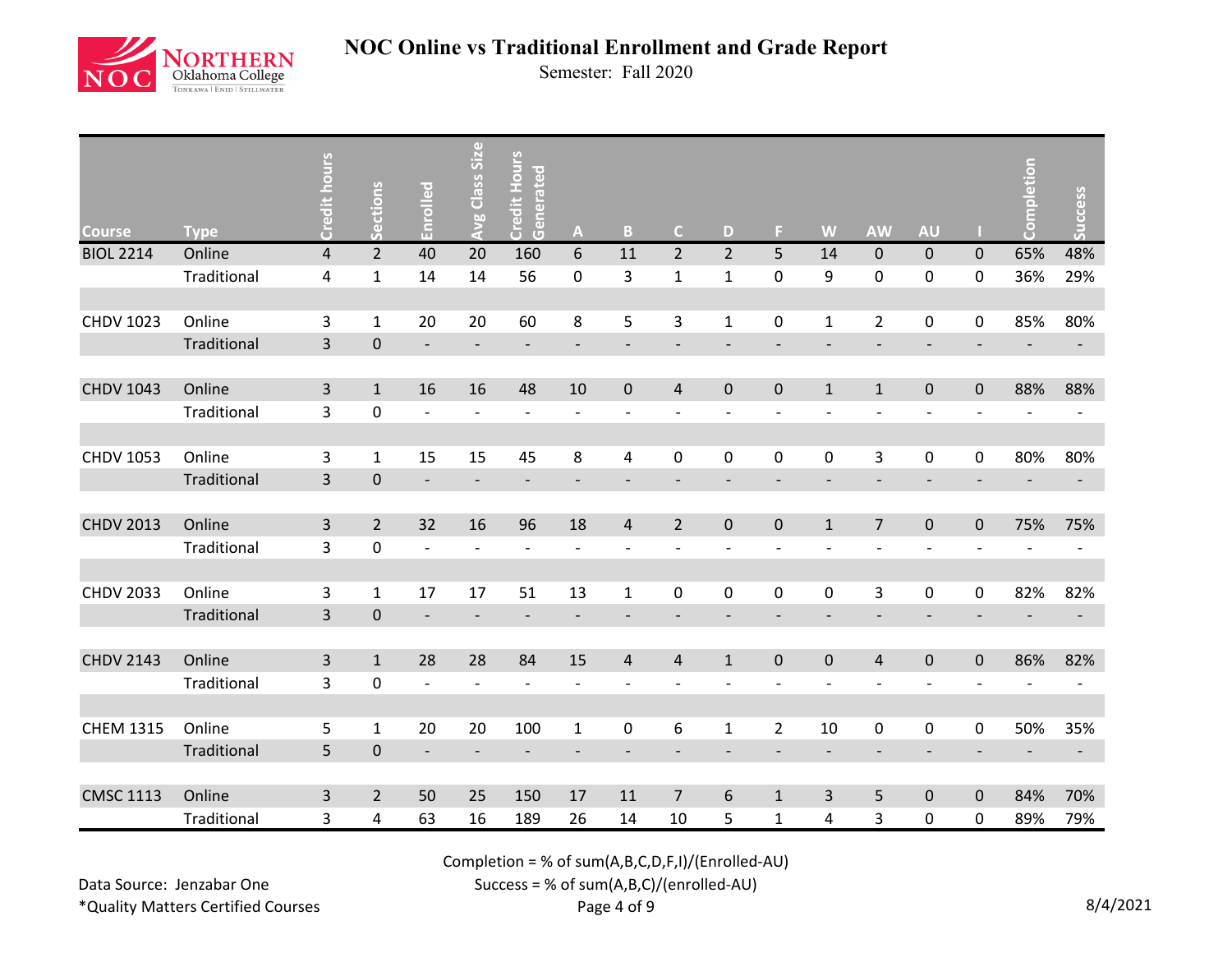# NOC Online vs Traditional Enrollment and Grade Report

Semester: Fall 2020

| Course | Type | Credit hours | Sections | Enrolled | Avg Class Size | Credit Hours Generated | A | B | C | D | F | W | AW | AU | I | Completion | Success |
|---|---|---|---|---|---|---|---|---|---|---|---|---|---|---|---|---|---|
| BIOL 2214 | Online | 4 | 2 | 40 | 20 | 160 | 6 | 11 | 2 | 2 | 5 | 14 | 0 | 0 | 0 | 65% | 48% |
| | Traditional | 4 | 1 | 14 | 14 | 56 | 0 | 3 | 1 | 1 | 0 | 9 | 0 | 0 | 0 | 36% | 29% |
| CHDV 1023 | Online | 3 | 1 | 20 | 20 | 60 | 8 | 5 | 3 | 1 | 0 | 1 | 2 | 0 | 0 | 85% | 80% |
| | Traditional | 3 | 0 | - | - | - | - | - | - | - | - | - | - | - | - | - | - |
| CHDV 1043 | Online | 3 | 1 | 16 | 16 | 48 | 10 | 0 | 4 | 0 | 0 | 1 | 1 | 0 | 0 | 88% | 88% |
| | Traditional | 3 | 0 | - | - | - | - | - | - | - | - | - | - | - | - | - | - |
| CHDV 1053 | Online | 3 | 1 | 15 | 15 | 45 | 8 | 4 | 0 | 0 | 0 | 0 | 3 | 0 | 0 | 80% | 80% |
| | Traditional | 3 | 0 | - | - | - | - | - | - | - | - | - | - | - | - | - | - |
| CHDV 2013 | Online | 3 | 2 | 32 | 16 | 96 | 18 | 4 | 2 | 0 | 0 | 1 | 7 | 0 | 0 | 75% | 75% |
| | Traditional | 3 | 0 | - | - | - | - | - | - | - | - | - | - | - | - | - | - |
| CHDV 2033 | Online | 3 | 1 | 17 | 17 | 51 | 13 | 1 | 0 | 0 | 0 | 0 | 3 | 0 | 0 | 82% | 82% |
| | Traditional | 3 | 0 | - | - | - | - | - | - | - | - | - | - | - | - | - | - |
| CHDV 2143 | Online | 3 | 1 | 28 | 28 | 84 | 15 | 4 | 4 | 1 | 0 | 0 | 4 | 0 | 0 | 86% | 82% |
| | Traditional | 3 | 0 | - | - | - | - | - | - | - | - | - | - | - | - | - | - |
| CHEM 1315 | Online | 5 | 1 | 20 | 20 | 100 | 1 | 0 | 6 | 1 | 2 | 10 | 0 | 0 | 0 | 50% | 35% |
| | Traditional | 5 | 0 | - | - | - | - | - | - | - | - | - | - | - | - | - | - |
| CMSC 1113 | Online | 3 | 2 | 50 | 25 | 150 | 17 | 11 | 7 | 6 | 1 | 3 | 5 | 0 | 0 | 84% | 70% |
| | Traditional | 3 | 4 | 63 | 16 | 189 | 26 | 14 | 10 | 5 | 1 | 4 | 3 | 0 | 0 | 89% | 79% |

Completion = % of sum(A,B,C,D,F,I)/(Enrolled-AU)

Success = % of sum(A,B,C)/(enrolled-AU)

Data Source: Jenzabar One

*Quality Matters Certified Courses

8/4/2021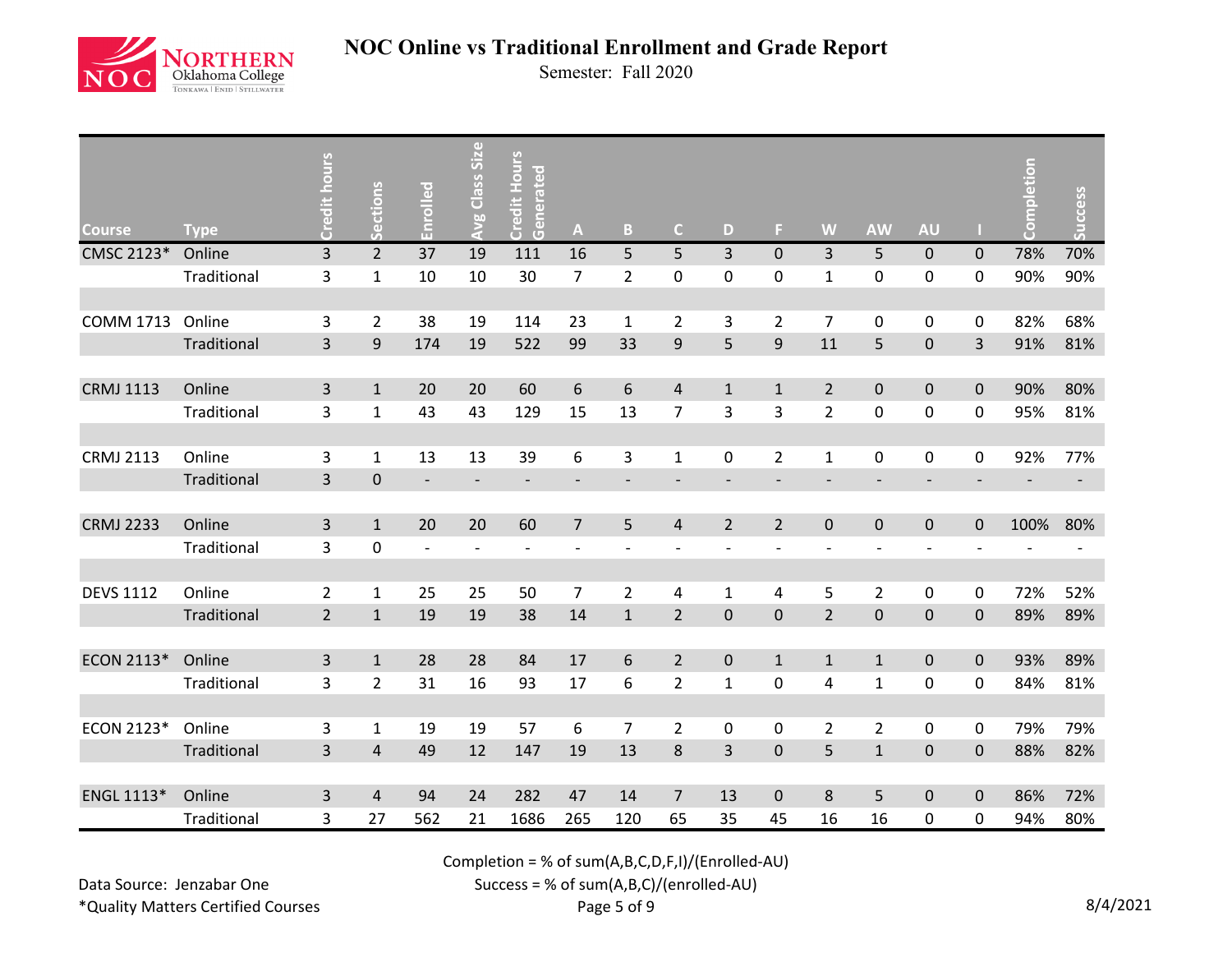# NOC Online vs Traditional Enrollment and Grade Report

Semester: Fall 2020

| Course | Type | Credit hours | Sections | Enrolled | Avg Class Size | Credit Hours Generated | A | B | C | D | F | W | AW | AU | I | Completion | Success |
|---|---|---|---|---|---|---|---|---|---|---|---|---|---|---|---|---|---|
| CMSC 2123* | Online | 3 | 2 | 37 | 19 | 111 | 16 | 5 | 5 | 3 | 0 | 3 | 5 | 0 | 0 | 78% | 70% |
| | Traditional | 3 | 1 | 10 | 10 | 30 | 7 | 2 | 0 | 0 | 0 | 1 | 0 | 0 | 0 | 90% | 90% |
| COMM 1713 | Online | 3 | 2 | 38 | 19 | 114 | 23 | 1 | 2 | 3 | 2 | 7 | 0 | 0 | 0 | 82% | 68% |
| | Traditional | 3 | 9 | 174 | 19 | 522 | 99 | 33 | 9 | 5 | 9 | 11 | 5 | 0 | 3 | 91% | 81% |
| CRMJ 1113 | Online | 3 | 1 | 20 | 20 | 60 | 6 | 6 | 4 | 1 | 1 | 2 | 0 | 0 | 0 | 90% | 80% |
| | Traditional | 3 | 1 | 43 | 43 | 129 | 15 | 13 | 7 | 3 | 3 | 2 | 0 | 0 | 0 | 95% | 81% |
| CRMJ 2113 | Online | 3 | 1 | 13 | 13 | 39 | 6 | 3 | 1 | 0 | 2 | 1 | 0 | 0 | 0 | 92% | 77% |
| | Traditional | 3 | 0 | - | - | - | - | - | - | - | - | - | - | - | - | - | - |
| CRMJ 2233 | Online | 3 | 1 | 20 | 20 | 60 | 7 | 5 | 4 | 2 | 2 | 0 | 0 | 0 | 0 | 100% | 80% |
| | Traditional | 3 | 0 | - | - | - | - | - | - | - | - | - | - | - | - | - | - |
| DEVS 1112 | Online | 2 | 1 | 25 | 25 | 50 | 7 | 2 | 4 | 1 | 4 | 5 | 2 | 0 | 0 | 72% | 52% |
| | Traditional | 2 | 1 | 19 | 19 | 38 | 14 | 1 | 2 | 0 | 0 | 2 | 0 | 0 | 0 | 89% | 89% |
| ECON 2113* | Online | 3 | 1 | 28 | 28 | 84 | 17 | 6 | 2 | 0 | 1 | 1 | 1 | 0 | 0 | 93% | 89% |
| | Traditional | 3 | 2 | 31 | 16 | 93 | 17 | 6 | 2 | 1 | 0 | 4 | 1 | 0 | 0 | 84% | 81% |
| ECON 2123* | Online | 3 | 1 | 19 | 19 | 57 | 6 | 7 | 2 | 0 | 0 | 2 | 2 | 0 | 0 | 79% | 79% |
| | Traditional | 3 | 4 | 49 | 12 | 147 | 19 | 13 | 8 | 3 | 0 | 5 | 1 | 0 | 0 | 88% | 82% |
| ENGL 1113* | Online | 3 | 4 | 94 | 24 | 282 | 47 | 14 | 7 | 13 | 0 | 8 | 5 | 0 | 0 | 86% | 72% |
| | Traditional | 3 | 27 | 562 | 21 | 1686 | 265 | 120 | 65 | 35 | 45 | 16 | 16 | 0 | 0 | 94% | 80% |

Completion = % of sum(A,B,C,D,F,I)/(Enrolled-AU)

Success = % of sum(A,B,C)/(enrolled-AU)

Data Source: Jenzabar One

*Quality Matters Certified Courses

8/4/2021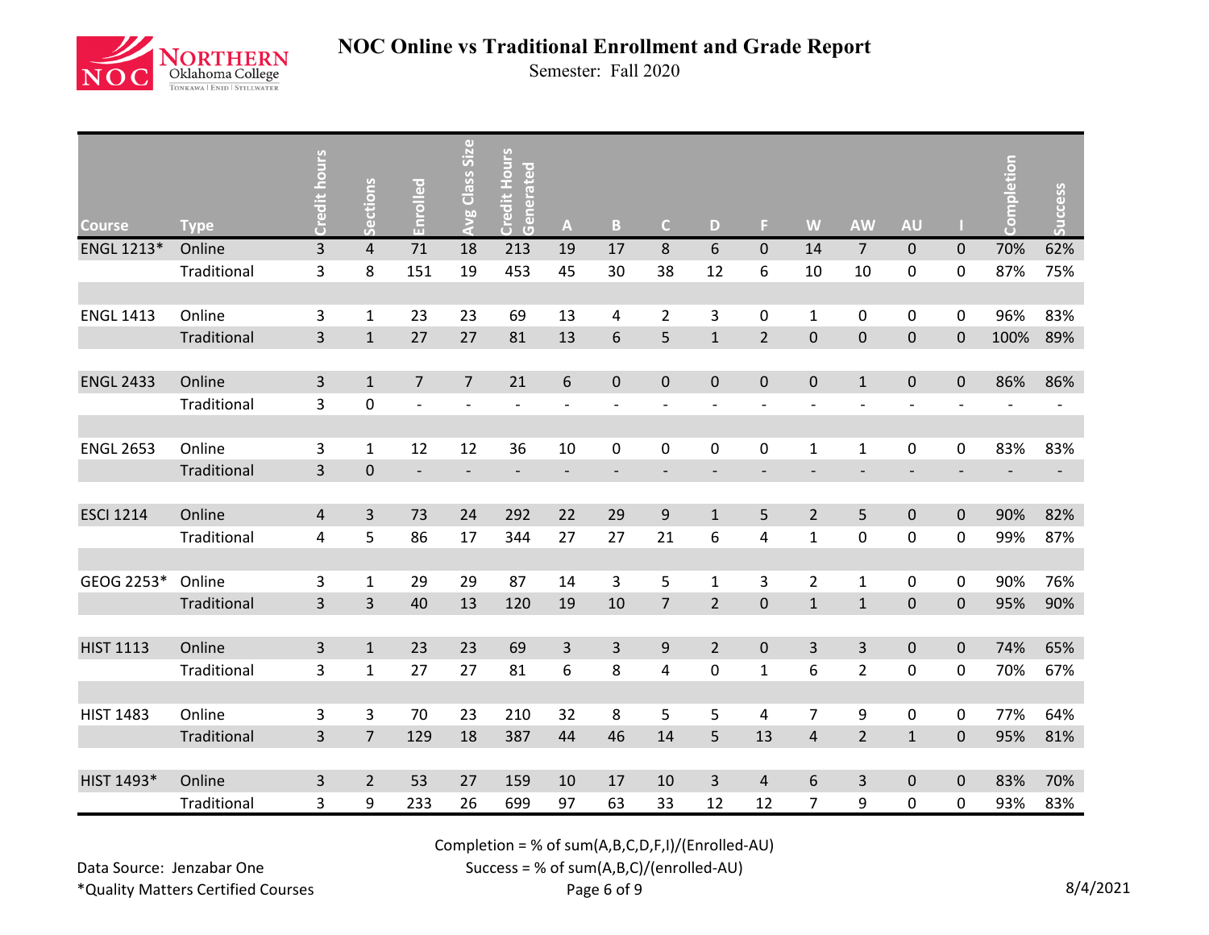# NOC Online vs Traditional Enrollment and Grade Report

Semester: Fall 2020

| Course | Type | Credit hours | Sections | Enrolled | Avg Class Size | Credit Hours Generated | A | B | C | D | F | W | AW | AU | I | Completion | Success |
|---|---|---|---|---|---|---|---|---|---|---|---|---|---|---|---|---|---|
| ENGL 1213* | Online | 3 | 4 | 71 | 18 | 213 | 19 | 17 | 8 | 6 | 0 | 14 | 7 | 0 | 0 | 70% | 62% |
| | Traditional | 3 | 8 | 151 | 19 | 453 | 45 | 30 | 38 | 12 | 6 | 10 | 10 | 0 | 0 | 87% | 75% |
| | | | | | | | | | | | | | | | | | |
| ENGL 1413 | Online | 3 | 1 | 23 | 23 | 69 | 13 | 4 | 2 | 3 | 0 | 1 | 0 | 0 | 0 | 96% | 83% |
| | Traditional | 3 | 1 | 27 | 27 | 81 | 13 | 6 | 5 | 1 | 2 | 0 | 0 | 0 | 0 | 100% | 89% |
| | | | | | | | | | | | | | | | | | |
| ENGL 2433 | Online | 3 | 1 | 7 | 7 | 21 | 6 | 0 | 0 | 0 | 0 | 0 | 1 | 0 | 0 | 86% | 86% |
| | Traditional | 3 | 0 | - | - | - | - | - | - | - | - | - | - | - | - | - | - |
| | | | | | | | | | | | | | | | | | |
| ENGL 2653 | Online | 3 | 1 | 12 | 12 | 36 | 10 | 0 | 0 | 0 | 0 | 1 | 1 | 0 | 0 | 83% | 83% |
| | Traditional | 3 | 0 | - | - | - | - | - | - | - | - | - | - | - | - | - | - |
| | | | | | | | | | | | | | | | | | |
| ESCI 1214 | Online | 4 | 3 | 73 | 24 | 292 | 22 | 29 | 9 | 1 | 5 | 2 | 5 | 0 | 0 | 90% | 82% |
| | Traditional | 4 | 5 | 86 | 17 | 344 | 27 | 27 | 21 | 6 | 4 | 1 | 0 | 0 | 0 | 99% | 87% |
| | | | | | | | | | | | | | | | | | |
| GEOG 2253* | Online | 3 | 1 | 29 | 29 | 87 | 14 | 3 | 5 | 1 | 3 | 2 | 1 | 0 | 0 | 90% | 76% |
| | Traditional | 3 | 3 | 40 | 13 | 120 | 19 | 10 | 7 | 2 | 0 | 1 | 1 | 0 | 0 | 95% | 90% |
| | | | | | | | | | | | | | | | | | |
| HIST 1113 | Online | 3 | 1 | 23 | 23 | 69 | 3 | 3 | 9 | 2 | 0 | 3 | 3 | 0 | 0 | 74% | 65% |
| | Traditional | 3 | 1 | 27 | 27 | 81 | 6 | 8 | 4 | 0 | 1 | 6 | 2 | 0 | 0 | 70% | 67% |
| | | | | | | | | | | | | | | | | | |
| HIST 1483 | Online | 3 | 3 | 70 | 23 | 210 | 32 | 8 | 5 | 5 | 4 | 7 | 9 | 0 | 0 | 77% | 64% |
| | Traditional | 3 | 7 | 129 | 18 | 387 | 44 | 46 | 14 | 5 | 13 | 4 | 2 | 1 | 0 | 95% | 81% |
| | | | | | | | | | | | | | | | | | |
| HIST 1493* | Online | 3 | 2 | 53 | 27 | 159 | 10 | 17 | 10 | 3 | 4 | 6 | 3 | 0 | 0 | 83% | 70% |
| | Traditional | 3 | 9 | 233 | 26 | 699 | 97 | 63 | 33 | 12 | 12 | 7 | 9 | 0 | 0 | 93% | 83% |

Completion = % of sum(A,B,C,D,F,I)/(Enrolled-AU)
Success = % of sum(A,B,C)/(enrolled-AU)

Data Source: Jenzabar One
*Quality Matters Certified Courses

8/4/2021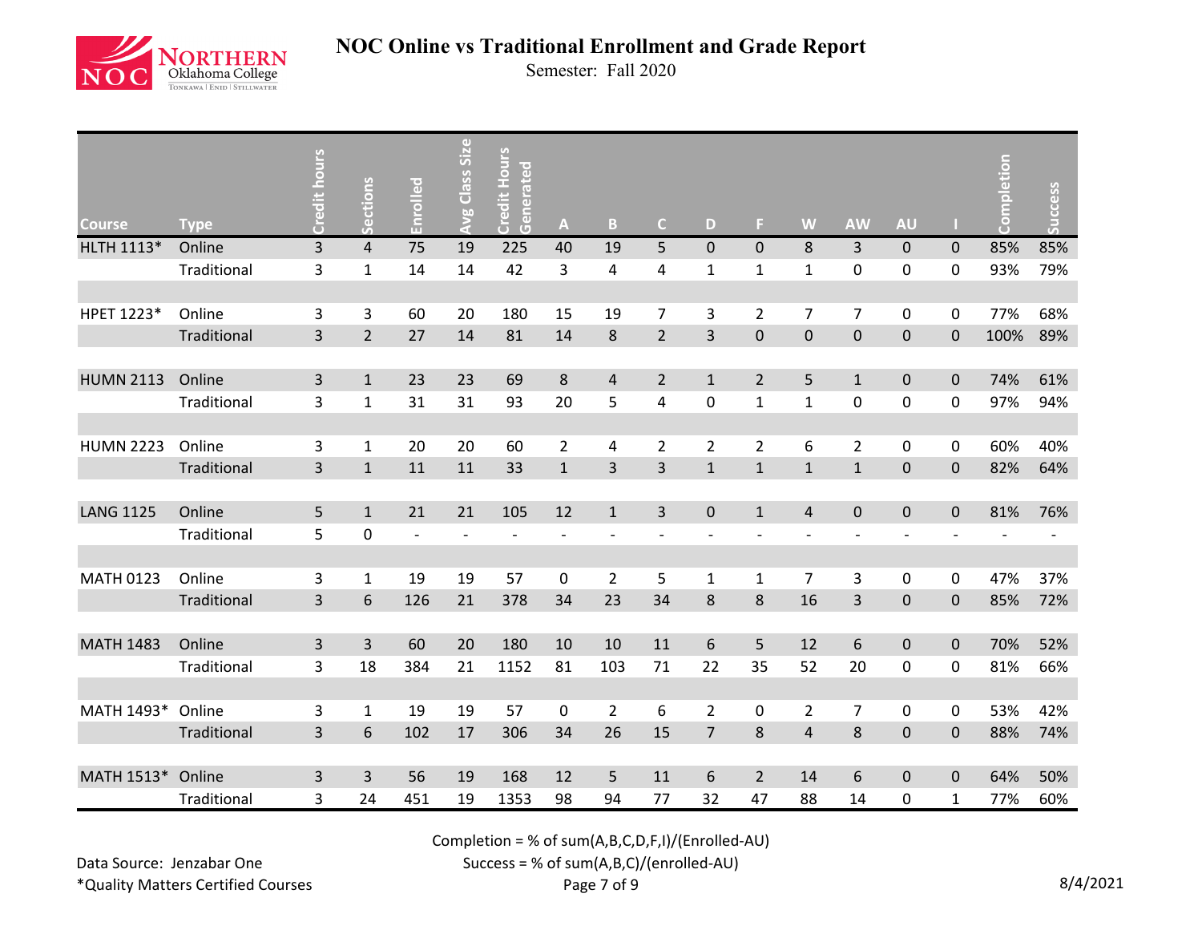# NOC Online vs Traditional Enrollment and Grade Report

Semester: Fall 2020

| Course | Type | Credit hours | Sections | Enrolled | Avg Class Size | Credit Hours Generated | A | B | C | D | F | W | AW | AU | I | Completion | Success |
|---|---|---|---|---|---|---|---|---|---|---|---|---|---|---|---|---|---|
| HLTH 1113* | Online | 3 | 4 | 75 | 19 | 225 | 40 | 19 | 5 | 0 | 0 | 8 | 3 | 0 | 0 | 85% | 85% |
| | Traditional | 3 | 1 | 14 | 14 | 42 | 3 | 4 | 4 | 1 | 1 | 1 | 0 | 0 | 0 | 93% | 79% |
| HPET 1223* | Online | 3 | 3 | 60 | 20 | 180 | 15 | 19 | 7 | 3 | 2 | 7 | 7 | 0 | 0 | 77% | 68% |
| | Traditional | 3 | 2 | 27 | 14 | 81 | 14 | 8 | 2 | 3 | 0 | 0 | 0 | 0 | 0 | 100% | 89% |
| HUMN 2113 | Online | 3 | 1 | 23 | 23 | 69 | 8 | 4 | 2 | 1 | 2 | 5 | 1 | 0 | 0 | 74% | 61% |
| | Traditional | 3 | 1 | 31 | 31 | 93 | 20 | 5 | 4 | 0 | 1 | 1 | 0 | 0 | 0 | 97% | 94% |
| HUMN 2223 | Online | 3 | 1 | 20 | 20 | 60 | 2 | 4 | 2 | 2 | 2 | 6 | 2 | 0 | 0 | 60% | 40% |
| | Traditional | 3 | 1 | 11 | 11 | 33 | 1 | 3 | 3 | 1 | 1 | 1 | 1 | 0 | 0 | 82% | 64% |
| LANG 1125 | Online | 5 | 1 | 21 | 21 | 105 | 12 | 1 | 3 | 0 | 1 | 4 | 0 | 0 | 0 | 81% | 76% |
| | Traditional | 5 | 0 | - | - | - | - | - | - | - | - | - | - | - | - | - | - |
| MATH 0123 | Online | 3 | 1 | 19 | 19 | 57 | 0 | 2 | 5 | 1 | 1 | 7 | 3 | 0 | 0 | 47% | 37% |
| | Traditional | 3 | 6 | 126 | 21 | 378 | 34 | 23 | 34 | 8 | 8 | 16 | 3 | 0 | 0 | 85% | 72% |
| MATH 1483 | Online | 3 | 3 | 60 | 20 | 180 | 10 | 10 | 11 | 6 | 5 | 12 | 6 | 0 | 0 | 70% | 52% |
| | Traditional | 3 | 18 | 384 | 21 | 1152 | 81 | 103 | 71 | 22 | 35 | 52 | 20 | 0 | 0 | 81% | 66% |
| MATH 1493* | Online | 3 | 1 | 19 | 19 | 57 | 0 | 2 | 6 | 2 | 0 | 2 | 7 | 0 | 0 | 53% | 42% |
| | Traditional | 3 | 6 | 102 | 17 | 306 | 34 | 26 | 15 | 7 | 8 | 4 | 8 | 0 | 0 | 88% | 74% |
| MATH 1513* | Online | 3 | 3 | 56 | 19 | 168 | 12 | 5 | 11 | 6 | 2 | 14 | 6 | 0 | 0 | 64% | 50% |
| | Traditional | 3 | 24 | 451 | 19 | 1353 | 98 | 94 | 77 | 32 | 47 | 88 | 14 | 0 | 1 | 77% | 60% |

Completion = % of sum(A,B,C,D,F,I)/(Enrolled-AU)

Success = % of sum(A,B,C)/(enrolled-AU)

Data Source: Jenzabar One

*Quality Matters Certified Courses

8/4/2021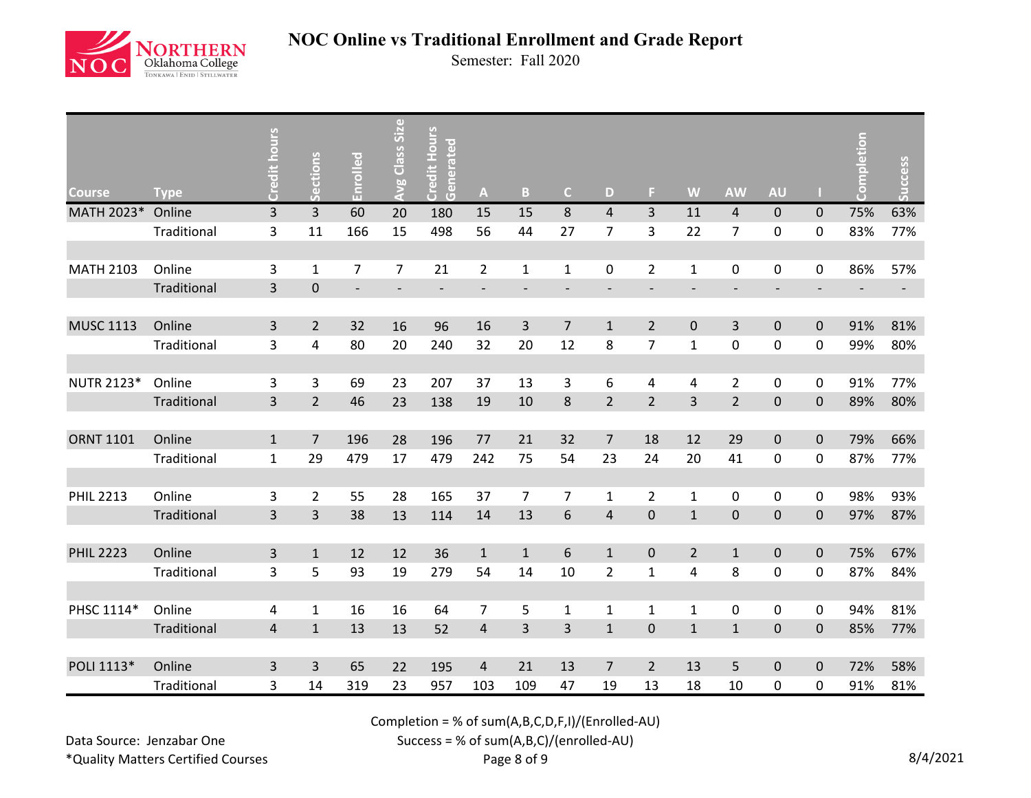# NOC Online vs Traditional Enrollment and Grade Report

Semester: Fall 2020

| Course | Type | Credit hours | Sections | Enrolled | Avg Class Size | Credit Hours Generated | A | B | C | D | F | W | AW | AU | I | Completion | Success |
|---|---|---|---|---|---|---|---|---|---|---|---|---|---|---|---|---|---|
| MATH 2023* | Online | 3 | 3 | 60 | 20 | 180 | 15 | 15 | 8 | 4 | 3 | 11 | 4 | 0 | 0 | 75% | 63% |
| | Traditional | 3 | 11 | 166 | 15 | 498 | 56 | 44 | 27 | 7 | 3 | 22 | 7 | 0 | 0 | 83% | 77% |
| MATH 2103 | Online | 3 | 1 | 7 | 7 | 21 | 2 | 1 | 1 | 0 | 2 | 1 | 0 | 0 | 0 | 86% | 57% |
| | Traditional | 3 | 0 | - | - | - | - | - | - | - | - | - | - | - | - | - | - |
| MUSC 1113 | Online | 3 | 2 | 32 | 16 | 96 | 16 | 3 | 7 | 1 | 2 | 0 | 3 | 0 | 0 | 91% | 81% |
| | Traditional | 3 | 4 | 80 | 20 | 240 | 32 | 20 | 12 | 8 | 7 | 1 | 0 | 0 | 0 | 99% | 80% |
| NUTR 2123* | Online | 3 | 3 | 69 | 23 | 207 | 37 | 13 | 3 | 6 | 4 | 4 | 2 | 0 | 0 | 91% | 77% |
| | Traditional | 3 | 2 | 46 | 23 | 138 | 19 | 10 | 8 | 2 | 2 | 3 | 2 | 0 | 0 | 89% | 80% |
| ORNT 1101 | Online | 1 | 7 | 196 | 28 | 196 | 77 | 21 | 32 | 7 | 18 | 12 | 29 | 0 | 0 | 79% | 66% |
| | Traditional | 1 | 29 | 479 | 17 | 479 | 242 | 75 | 54 | 23 | 24 | 20 | 41 | 0 | 0 | 87% | 77% |
| PHIL 2213 | Online | 3 | 2 | 55 | 28 | 165 | 37 | 7 | 7 | 1 | 2 | 1 | 0 | 0 | 0 | 98% | 93% |
| | Traditional | 3 | 3 | 38 | 13 | 114 | 14 | 13 | 6 | 4 | 0 | 1 | 0 | 0 | 0 | 97% | 87% |
| PHIL 2223 | Online | 3 | 1 | 12 | 12 | 36 | 1 | 1 | 6 | 1 | 0 | 2 | 1 | 0 | 0 | 75% | 67% |
| | Traditional | 3 | 5 | 93 | 19 | 279 | 54 | 14 | 10 | 2 | 1 | 4 | 8 | 0 | 0 | 87% | 84% |
| PHSC 1114* | Online | 4 | 1 | 16 | 16 | 64 | 7 | 5 | 1 | 1 | 1 | 1 | 0 | 0 | 0 | 94% | 81% |
| | Traditional | 4 | 1 | 13 | 13 | 52 | 4 | 3 | 3 | 1 | 0 | 1 | 1 | 0 | 0 | 85% | 77% |
| POLI 1113* | Online | 3 | 3 | 65 | 22 | 195 | 4 | 21 | 13 | 7 | 2 | 13 | 5 | 0 | 0 | 72% | 58% |
| | Traditional | 3 | 14 | 319 | 23 | 957 | 103 | 109 | 47 | 19 | 13 | 18 | 10 | 0 | 0 | 91% | 81% |

Completion = % of sum(A,B,C,D,F,I)/(Enrolled-AU)

Success = % of sum(A,B,C)/(enrolled-AU)

Data Source: Jenzabar One

*Quality Matters Certified Courses

8/4/2021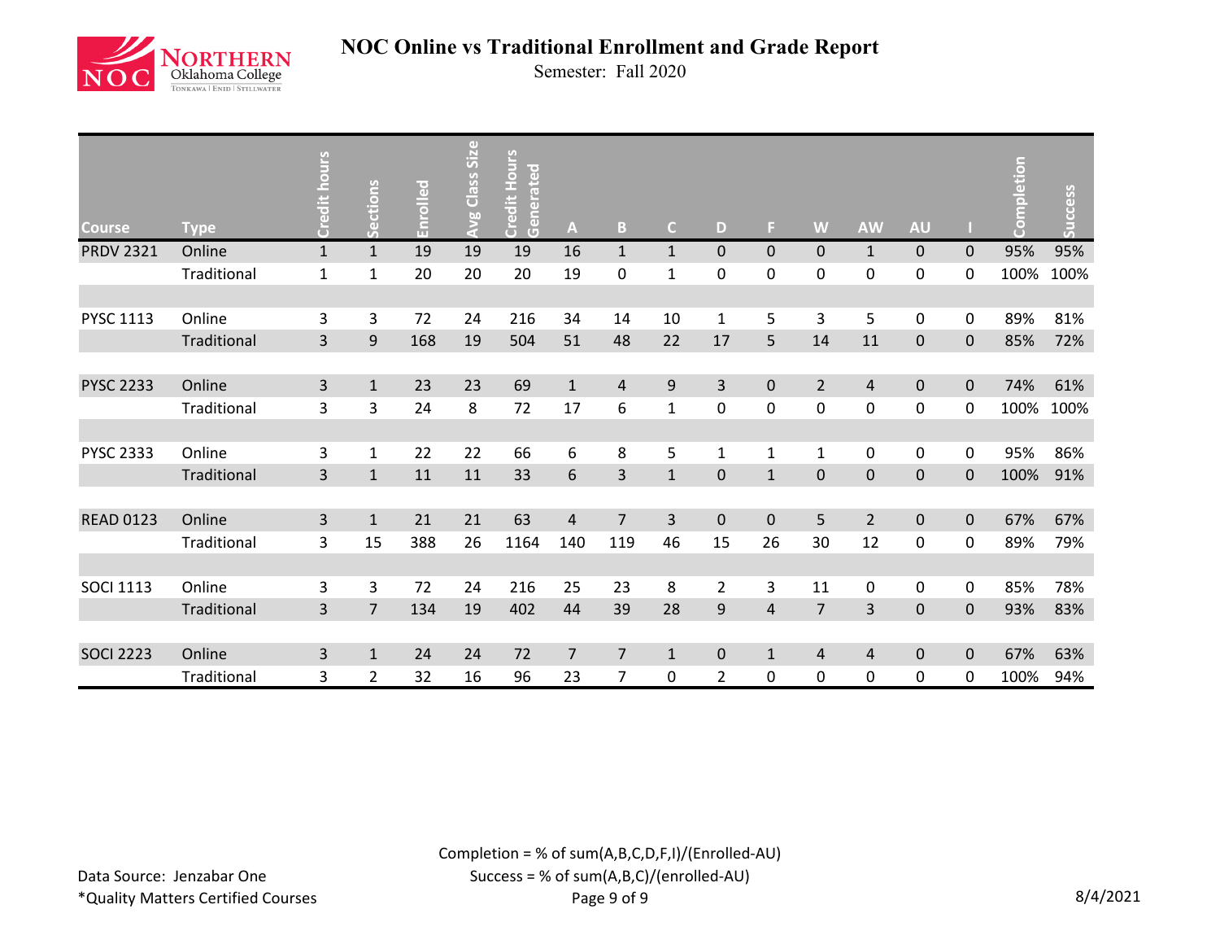# NOC Online vs Traditional Enrollment and Grade Report

Semester: Fall 2020

| Course | Type | Credit hours | Sections | Enrolled | Avg Class Size | Credit Hours Generated | A | B | C | D | F | W | AW | AU | I | Completion | Success |
|---|---|---|---|---|---|---|---|---|---|---|---|---|---|---|---|---|---|
| PRDV 2321 | Online | 1 | 1 | 19 | 19 | 19 | 16 | 1 | 1 | 0 | 0 | 0 | 1 | 0 | 0 | 95% | 95% |
| | Traditional | 1 | 1 | 20 | 20 | 20 | 19 | 0 | 1 | 0 | 0 | 0 | 0 | 0 | 0 | 100% | 100% |
| PYSC 1113 | Online | 3 | 3 | 72 | 24 | 216 | 34 | 14 | 10 | 1 | 5 | 3 | 5 | 0 | 0 | 89% | 81% |
| | Traditional | 3 | 9 | 168 | 19 | 504 | 51 | 48 | 22 | 17 | 5 | 14 | 11 | 0 | 0 | 85% | 72% |
| PYSC 2233 | Online | 3 | 1 | 23 | 23 | 69 | 1 | 4 | 9 | 3 | 0 | 2 | 4 | 0 | 0 | 74% | 61% |
| | Traditional | 3 | 3 | 24 | 8 | 72 | 17 | 6 | 1 | 0 | 0 | 0 | 0 | 0 | 0 | 100% | 100% |
| PYSC 2333 | Online | 3 | 1 | 22 | 22 | 66 | 6 | 8 | 5 | 1 | 1 | 1 | 0 | 0 | 0 | 95% | 86% |
| | Traditional | 3 | 1 | 11 | 11 | 33 | 6 | 3 | 1 | 0 | 1 | 0 | 0 | 0 | 0 | 100% | 91% |
| READ 0123 | Online | 3 | 1 | 21 | 21 | 63 | 4 | 7 | 3 | 0 | 0 | 5 | 2 | 0 | 0 | 67% | 67% |
| | Traditional | 3 | 15 | 388 | 26 | 1164 | 140 | 119 | 46 | 15 | 26 | 30 | 12 | 0 | 0 | 89% | 79% |
| SOCI 1113 | Online | 3 | 3 | 72 | 24 | 216 | 25 | 23 | 8 | 2 | 3 | 11 | 0 | 0 | 0 | 85% | 78% |
| | Traditional | 3 | 7 | 134 | 19 | 402 | 44 | 39 | 28 | 9 | 4 | 7 | 3 | 0 | 0 | 93% | 83% |
| SOCI 2223 | Online | 3 | 1 | 24 | 24 | 72 | 7 | 7 | 1 | 0 | 1 | 4 | 4 | 0 | 0 | 67% | 63% |
| | Traditional | 3 | 2 | 32 | 16 | 96 | 23 | 7 | 0 | 2 | 0 | 0 | 0 | 0 | 0 | 100% | 94% |

Completion = % of sum(A,B,C,D,F,I)/(Enrolled-AU)

Success = % of sum(A,B,C)/(enrolled-AU)

Data Source: Jenzabar One

*Quality Matters Certified Courses

8/4/2021